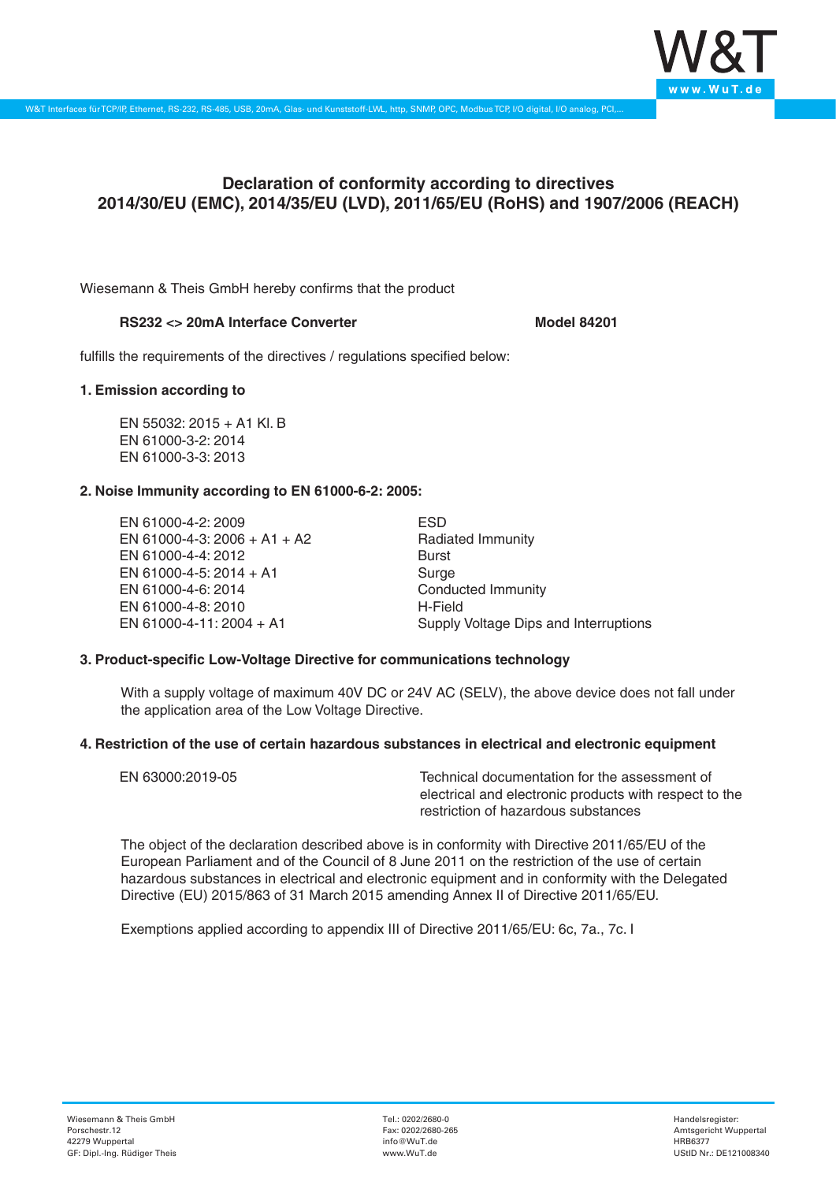# Declaration of conformity according to directives 2014/30/EU (EMC), 2014/35/EU (LVD), 2011/65/EU (RoHS) and 1907/2006 (REACH)

Wiesemann & Theis GmbH hereby confirms that the product

**RS232 <> 20mA Interface Converter** **Model 84201**

fulfills the requirements of the directives / regulations specified below:

### 1. Emission according to

EN 55032: 2015 + A1 Kl. B
EN 61000-3-2: 2014
EN 61000-3-3: 2013

### 2. Noise Immunity according to EN 61000-6-2: 2005:

| | |
|---|---|
| EN 61000-4-2: 2009 | ESD |
| EN 61000-4-3: 2006 + A1 + A2 | Radiated Immunity |
| EN 61000-4-4: 2012 | Burst |
| EN 61000-4-5: 2014 + A1 | Surge |
| EN 61000-4-6: 2014 | Conducted Immunity |
| EN 61000-4-8: 2010 | H-Field |
| EN 61000-4-11: 2004 + A1 | Supply Voltage Dips and Interruptions |

### 3. Product-specific Low-Voltage Directive for communications technology

With a supply voltage of maximum 40V DC or 24V AC (SELV), the above device does not fall under the application area of the Low Voltage Directive.

### 4. Restriction of the use of certain hazardous substances in electrical and electronic equipment

| | |
|---|---|
| EN 63000:2019-05 | Technical documentation for the assessment of electrical and electronic products with respect to the restriction of hazardous substances |

The object of the declaration described above is in conformity with Directive 2011/65/EU of the European Parliament and of the Council of 8 June 2011 on the restriction of the use of certain hazardous substances in electrical and electronic equipment and in conformity with the Delegated Directive (EU) 2015/863 of 31 March 2015 amending Annex II of Directive 2011/65/EU.

Exemptions applied according to appendix III of Directive 2011/65/EU: 6c, 7a., 7c. I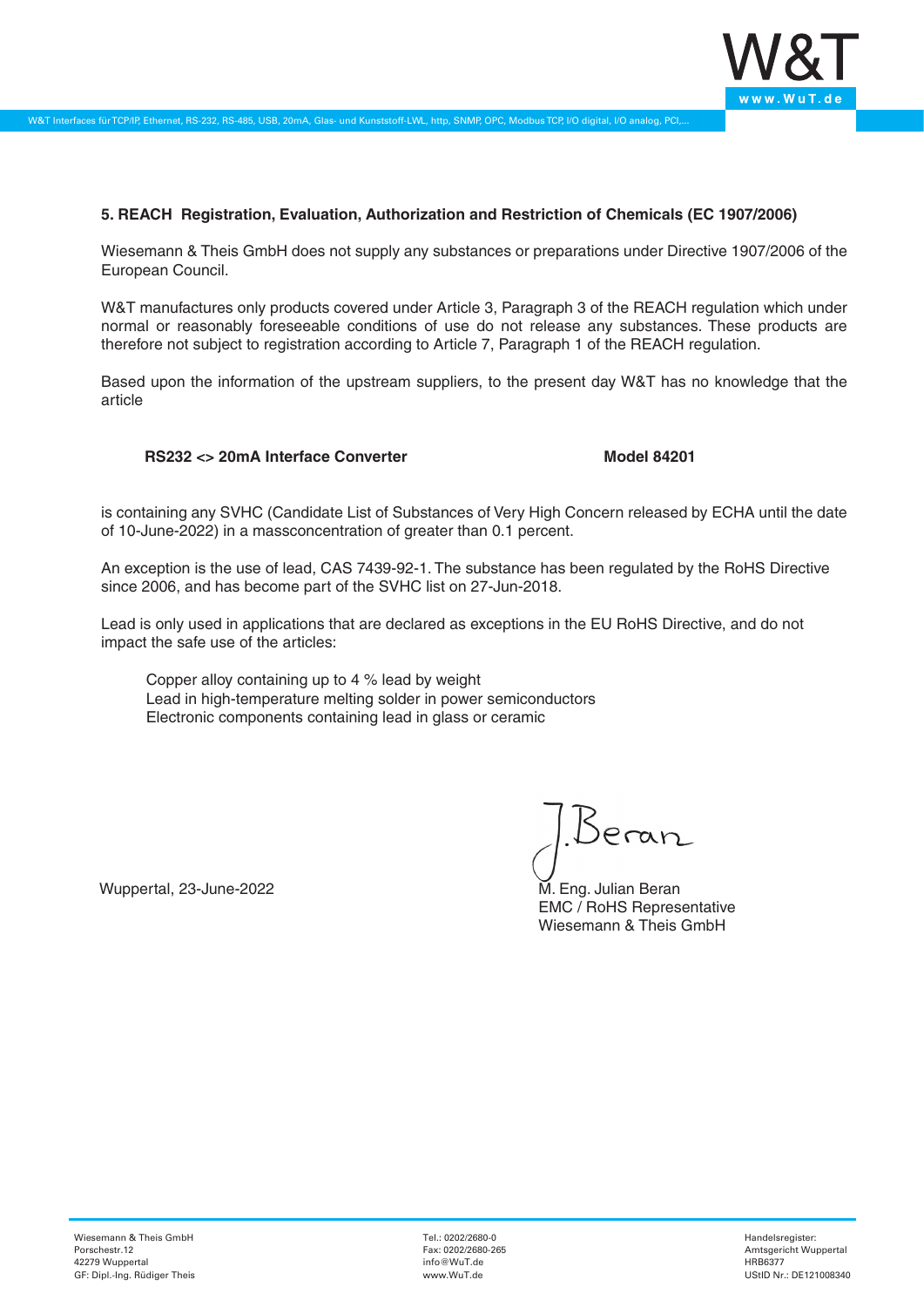### 5. REACH Registration, Evaluation, Authorization and Restriction of Chemicals (EC 1907/2006)

Wiesemann & Theis GmbH does not supply any substances or preparations under Directive 1907/2006 of the European Council.

W&T manufactures only products covered under Article 3, Paragraph 3 of the REACH regulation which under normal or reasonably foreseeable conditions of use do not release any substances. These products are therefore not subject to registration according to Article 7, Paragraph 1 of the REACH regulation.

Based upon the information of the upstream suppliers, to the present day W&T has no knowledge that the article

**RS232 <> 20mA Interface Converter** **Model 84201**

is containing any SVHC (Candidate List of Substances of Very High Concern released by ECHA until the date of 10-June-2022) in a massconcentration of greater than 0.1 percent.

An exception is the use of lead, CAS 7439-92-1. The substance has been regulated by the RoHS Directive since 2006, and has become part of the SVHC list on 27-Jun-2018.

Lead is only used in applications that are declared as exceptions in the EU RoHS Directive, and do not impact the safe use of the articles:

Copper alloy containing up to 4 % lead by weight
Lead in high-temperature melting solder in power semiconductors
Electronic components containing lead in glass or ceramic

Wuppertal, 23-June-2022

M. Eng. Julian Beran
EMC / RoHS Representative
Wiesemann & Theis GmbH